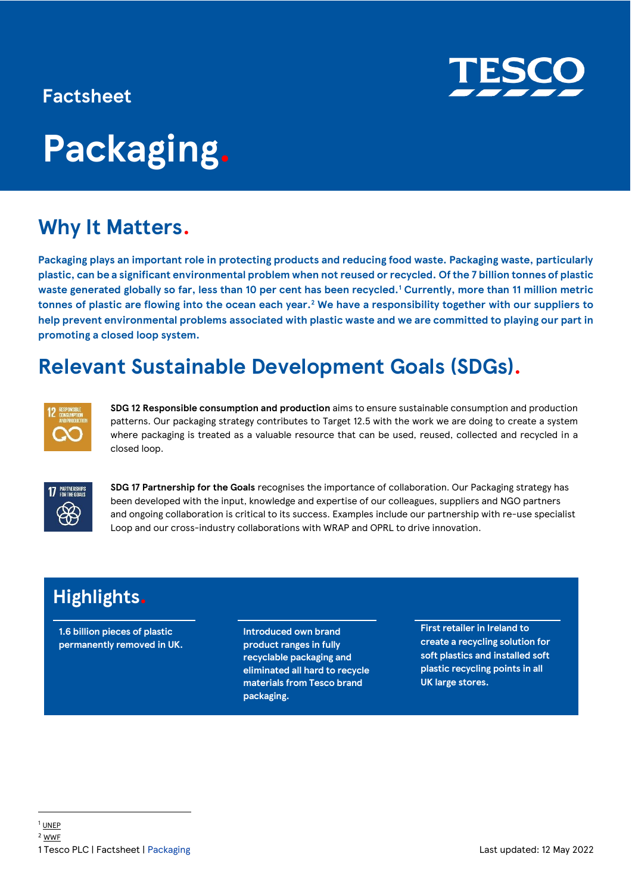Factsheet

# Packaging.

## Why It Matters.

**Packaging plays an important role in protecting products and reducing food waste. Packaging waste, particularly plastic, can be a significant environmental problem when not reused or recycled. Of the 7 billion tonnes of plastic waste generated globally so far, less than 10 per cent has been recycled.[1] Currently, more than 11 million metric tonnes of plastic are flowing into the ocean each year.[2] We have a responsibility together with our suppliers to help prevent environmental problems associated with plastic waste and we are committed to playing our part in promoting a closed loop system.**

## Relevant Sustainable Development Goals (SDGs).

**SDG 12 Responsible consumption and production** aims to ensure sustainable consumption and production patterns. Our packaging strategy contributes to Target 12.5 with the work we are doing to create a system where packaging is treated as a valuable resource that can be used, reused, collected and recycled in a closed loop.

**SDG 17 Partnership for the Goals** recognises the importance of collaboration. Our Packaging strategy has been developed with the input, knowledge and expertise of our colleagues, suppliers and NGO partners and ongoing collaboration is critical to its success. Examples include our partnership with re-use specialist Loop and our cross-industry collaborations with WRAP and OPRL to drive innovation.

## Highlights.

- **1.6 billion pieces of plastic permanently removed in UK.**
- **Introduced own brand product ranges in fully recyclable packaging and eliminated all hard to recycle materials from Tesco brand packaging.**
- **First retailer in Ireland to create a recycling solution for soft plastics and installed soft plastic recycling points in all UK large stores.**

[1] UNEP
[2] WWF

Last updated: 12 May 2022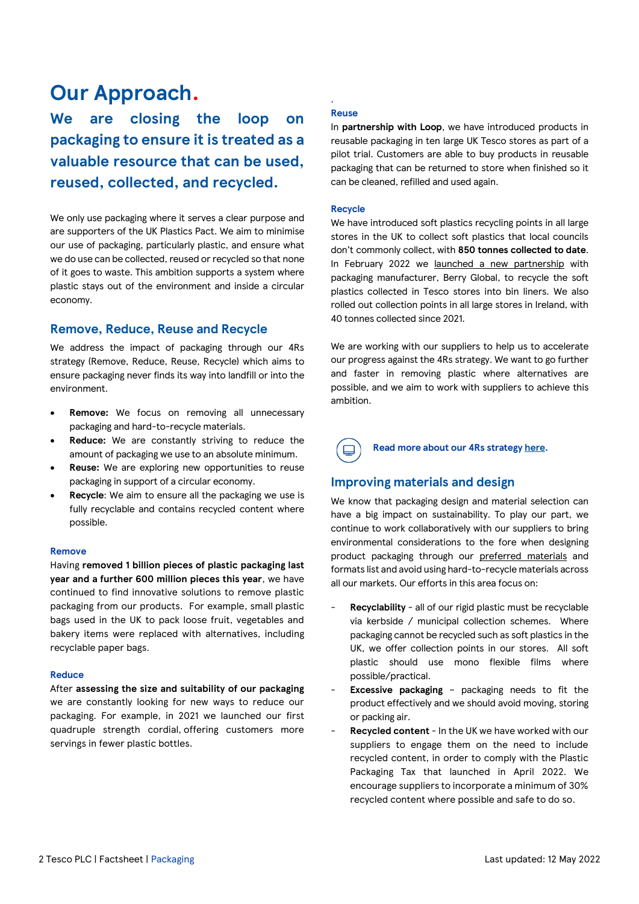# Our Approach.

## We are closing the loop on packaging to ensure it is treated as a valuable resource that can be used, reused, collected, and recycled.

We only use packaging where it serves a clear purpose and are supporters of the UK Plastics Pact. We aim to minimise our use of packaging, particularly plastic, and ensure what we do use can be collected, reused or recycled so that none of it goes to waste. This ambition supports a system where plastic stays out of the environment and inside a circular economy.

## Remove, Reduce, Reuse and Recycle

We address the impact of packaging through our 4Rs strategy (Remove, Reduce, Reuse, Recycle) which aims to ensure packaging never finds its way into landfill or into the environment.

- **Remove:** We focus on removing all unnecessary packaging and hard-to-recycle materials.
- **Reduce:** We are constantly striving to reduce the amount of packaging we use to an absolute minimum.
- **Reuse:** We are exploring new opportunities to reuse packaging in support of a circular economy.
- **Recycle**: We aim to ensure all the packaging we use is fully recyclable and contains recycled content where possible.

### Remove

Having **removed 1 billion pieces of plastic packaging last year and a further 600 million pieces this year**, we have continued to find innovative solutions to remove plastic packaging from our products. For example, small plastic bags used in the UK to pack loose fruit, vegetables and bakery items were replaced with alternatives, including recyclable paper bags.

### Reduce

After **assessing the size and suitability of our packaging** we are constantly looking for new ways to reduce our packaging. For example, in 2021 we launched our first quadruple strength cordial, offering customers more servings in fewer plastic bottles.

### Reuse

In **partnership with Loop**, we have introduced products in reusable packaging in ten large UK Tesco stores as part of a pilot trial. Customers are able to buy products in reusable packaging that can be returned to store when finished so it can be cleaned, refilled and used again.

### Recycle

We have introduced soft plastics recycling points in all large stores in the UK to collect soft plastics that local councils don't commonly collect, with **850 tonnes collected to date**. In February 2022 we launched a new partnership with packaging manufacturer, Berry Global, to recycle the soft plastics collected in Tesco stores into bin liners. We also rolled out collection points in all large stores in Ireland, with 40 tonnes collected since 2021.

We are working with our suppliers to help us to accelerate our progress against the 4Rs strategy. We want to go further and faster in removing plastic where alternatives are possible, and we aim to work with suppliers to achieve this ambition.

**Read more about our 4Rs strategy here.**

## Improving materials and design

We know that packaging design and material selection can have a big impact on sustainability. To play our part, we continue to work collaboratively with our suppliers to bring environmental considerations to the fore when designing product packaging through our preferred materials and formats list and avoid using hard-to-recycle materials across all our markets. Our efforts in this area focus on:

- **Recyclability** - all of our rigid plastic must be recyclable via kerbside / municipal collection schemes. Where packaging cannot be recycled such as soft plastics in the UK, we offer collection points in our stores. All soft plastic should use mono flexible films where possible/practical.
- **Excessive packaging** – packaging needs to fit the product effectively and we should avoid moving, storing or packing air.
- **Recycled content** - In the UK we have worked with our suppliers to engage them on the need to include recycled content, in order to comply with the Plastic Packaging Tax that launched in April 2022. We encourage suppliers to incorporate a minimum of 30% recycled content where possible and safe to do so.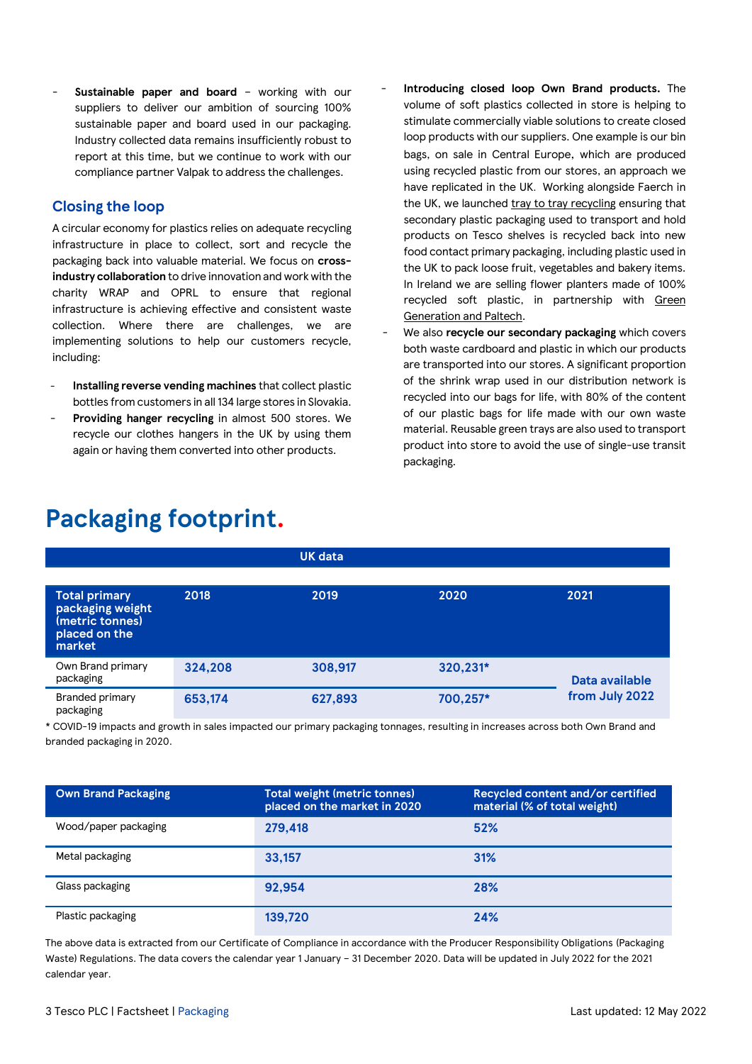- **Sustainable paper and board** – working with our suppliers to deliver our ambition of sourcing 100% sustainable paper and board used in our packaging. Industry collected data remains insufficiently robust to report at this time, but we continue to work with our compliance partner Valpak to address the challenges.

## Closing the loop

A circular economy for plastics relies on adequate recycling infrastructure in place to collect, sort and recycle the packaging back into valuable material. We focus on **cross-industry collaboration** to drive innovation and work with the charity WRAP and OPRL to ensure that regional infrastructure is achieving effective and consistent waste collection. Where there are challenges, we are implementing solutions to help our customers recycle, including:

- **Installing reverse vending machines** that collect plastic bottles from customers in all 134 large stores in Slovakia.
- **Providing hanger recycling** in almost 500 stores. We recycle our clothes hangers in the UK by using them again or having them converted into other products.
- **Introducing closed loop Own Brand products.** The volume of soft plastics collected in store is helping to stimulate commercially viable solutions to create closed loop products with our suppliers. One example is our bin bags, on sale in Central Europe, which are produced using recycled plastic from our stores, an approach we have replicated in the UK. Working alongside Faerch in the UK, we launched tray to tray recycling ensuring that secondary plastic packaging used to transport and hold products on Tesco shelves is recycled back into new food contact primary packaging, including plastic used in the UK to pack loose fruit, vegetables and bakery items. In Ireland we are selling flower planters made of 100% recycled soft plastic, in partnership with Green Generation and Paltech.
- We also **recycle our secondary packaging** which covers both waste cardboard and plastic in which our products are transported into our stores. A significant proportion of the shrink wrap used in our distribution network is recycled into our bags for life, with 80% of the content of our plastic bags for life made with our own waste material. Reusable green trays are also used to transport product into store to avoid the use of single-use transit packaging.

# Packaging footprint.

**UK data**

| Total primary packaging weight (metric tonnes) placed on the market | 2018 | 2019 | 2020 | 2021 |
|---|---|---|---|---|
| Own Brand primary packaging | 324,208 | 308,917 | 320,231* | Data available from July 2022 |
| Branded primary packaging | 653,174 | 627,893 | 700,257* | |

\* COVID-19 impacts and growth in sales impacted our primary packaging tonnages, resulting in increases across both Own Brand and branded packaging in 2020.

| Own Brand Packaging | Total weight (metric tonnes) placed on the market in 2020 | Recycled content and/or certified material (% of total weight) |
|---|---|---|
| Wood/paper packaging | 279,418 | 52% |
| Metal packaging | 33,157 | 31% |
| Glass packaging | 92,954 | 28% |
| Plastic packaging | 139,720 | 24% |

The above data is extracted from our Certificate of Compliance in accordance with the Producer Responsibility Obligations (Packaging Waste) Regulations. The data covers the calendar year 1 January – 31 December 2020. Data will be updated in July 2022 for the 2021 calendar year.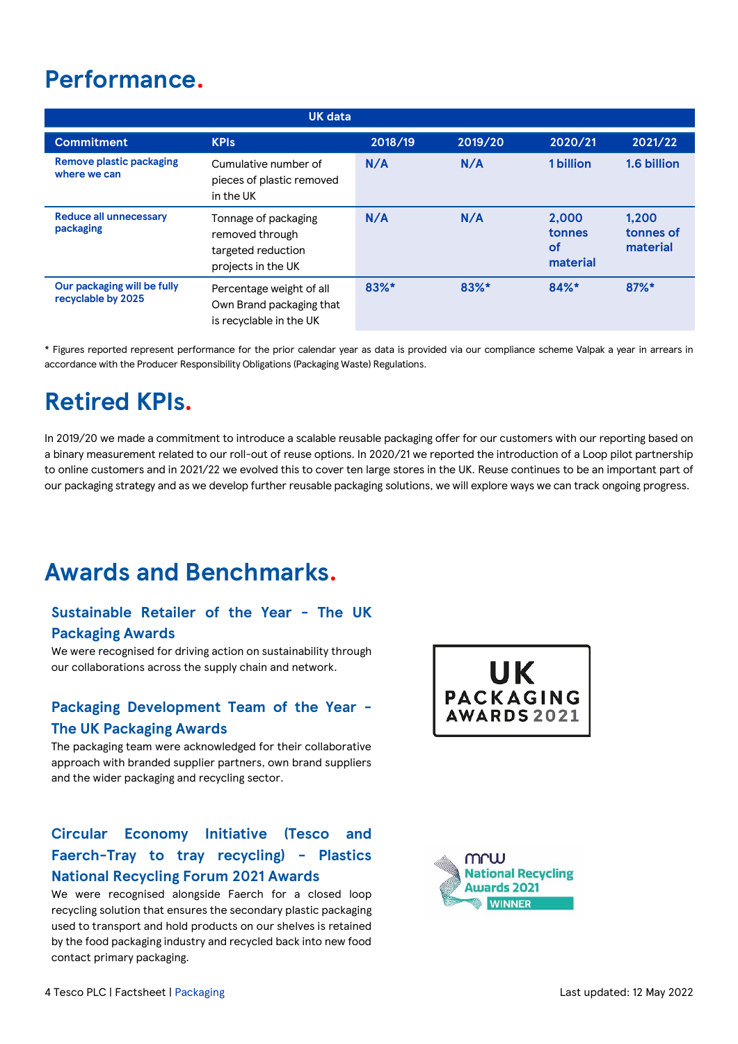## Performance.

| UK data | | | | | |
|---|---|---|---|---|---|
| **Commitment** | **KPIs** | **2018/19** | **2019/20** | **2020/21** | **2021/22** |
| **Remove plastic packaging where we can** | Cumulative number of pieces of plastic removed in the UK | **N/A** | **N/A** | **1 billion** | **1.6 billion** |
| **Reduce all unnecessary packaging** | Tonnage of packaging removed through targeted reduction projects in the UK | **N/A** | **N/A** | **2,000 tonnes of material** | **1,200 tonnes of material** |
| **Our packaging will be fully recyclable by 2025** | Percentage weight of all Own Brand packaging that is recyclable in the UK | **83%*** | **83%*** | **84%*** | **87%*** |

* Figures reported represent performance for the prior calendar year as data is provided via our compliance scheme Valpak a year in arrears in accordance with the Producer Responsibility Obligations (Packaging Waste) Regulations.

## Retired KPIs.

In 2019/20 we made a commitment to introduce a scalable reusable packaging offer for our customers with our reporting based on a binary measurement related to our roll-out of reuse options. In 2020/21 we reported the introduction of a Loop pilot partnership to online customers and in 2021/22 we evolved this to cover ten large stores in the UK. Reuse continues to be an important part of our packaging strategy and as we develop further reusable packaging solutions, we will explore ways we can track ongoing progress.

## Awards and Benchmarks.

### Sustainable Retailer of the Year - The UK Packaging Awards

We were recognised for driving action on sustainability through our collaborations across the supply chain and network.

### Packaging Development Team of the Year - The UK Packaging Awards

The packaging team were acknowledged for their collaborative approach with branded supplier partners, own brand suppliers and the wider packaging and recycling sector.

UK PACKAGING AWARDS 2021

### Circular Economy Initiative (Tesco and Faerch-Tray to tray recycling) - Plastics National Recycling Forum 2021 Awards

We were recognised alongside Faerch for a closed loop recycling solution that ensures the secondary plastic packaging used to transport and hold products on our shelves is retained by the food packaging industry and recycled back into new food contact primary packaging.

mrw National Recycling Awards 2021 WINNER

Last updated: 12 May 2022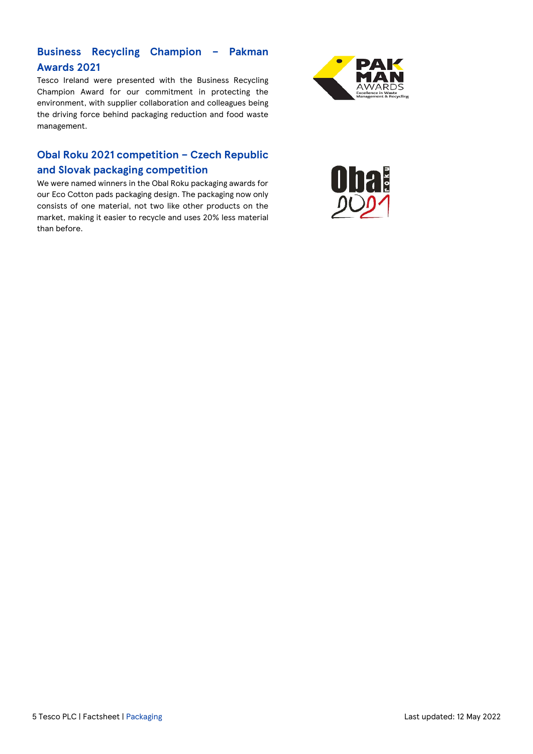## Business Recycling Champion – Pakman Awards 2021

Tesco Ireland were presented with the Business Recycling Champion Award for our commitment in protecting the environment, with supplier collaboration and colleagues being the driving force behind packaging reduction and food waste management.

## Obal Roku 2021 competition – Czech Republic and Slovak packaging competition

We were named winners in the Obal Roku packaging awards for our Eco Cotton pads packaging design. The packaging now only consists of one material, not two like other products on the market, making it easier to recycle and uses 20% less material than before.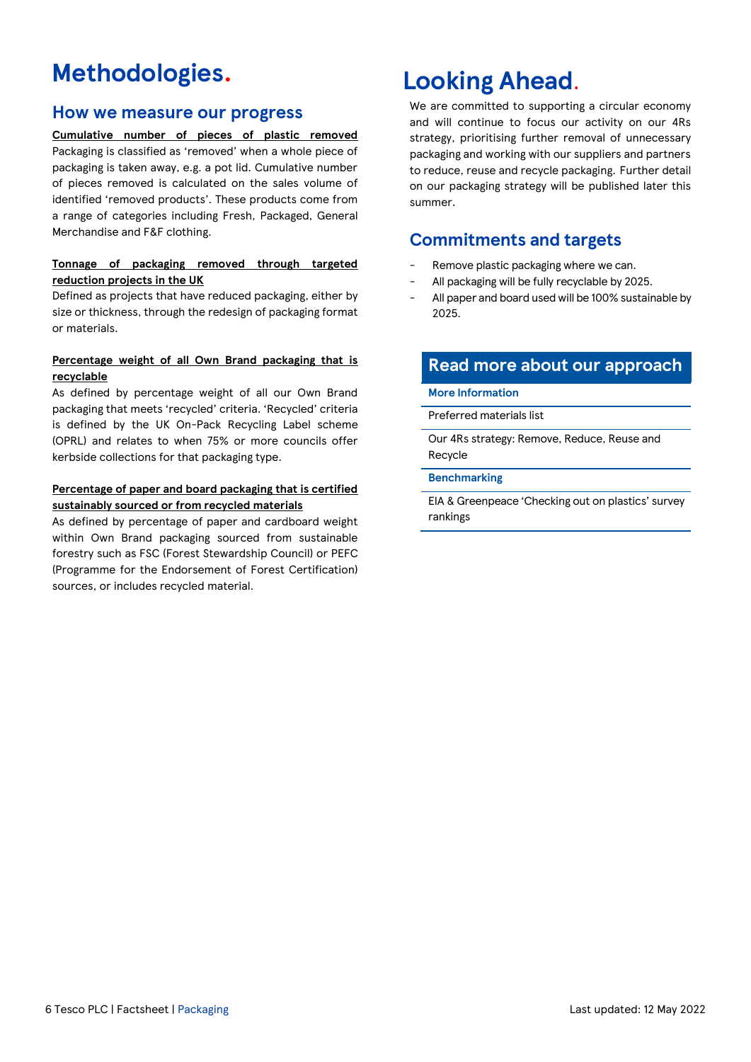# Methodologies.

## How we measure our progress

**Cumulative number of pieces of plastic removed**

Packaging is classified as 'removed' when a whole piece of packaging is taken away, e.g. a pot lid. Cumulative number of pieces removed is calculated on the sales volume of identified 'removed products'. These products come from a range of categories including Fresh, Packaged, General Merchandise and F&F clothing.

**Tonnage of packaging removed through targeted reduction projects in the UK**

Defined as projects that have reduced packaging, either by size or thickness, through the redesign of packaging format or materials.

**Percentage weight of all Own Brand packaging that is recyclable**

As defined by percentage weight of all our Own Brand packaging that meets 'recycled' criteria. 'Recycled' criteria is defined by the UK On-Pack Recycling Label scheme (OPRL) and relates to when 75% or more councils offer kerbside collections for that packaging type.

**Percentage of paper and board packaging that is certified sustainably sourced or from recycled materials**

As defined by percentage of paper and cardboard weight within Own Brand packaging sourced from sustainable forestry such as FSC (Forest Stewardship Council) or PEFC (Programme for the Endorsement of Forest Certification) sources, or includes recycled material.

# Looking Ahead.

We are committed to supporting a circular economy and will continue to focus our activity on our 4Rs strategy, prioritising further removal of unnecessary packaging and working with our suppliers and partners to reduce, reuse and recycle packaging. Further detail on our packaging strategy will be published later this summer.

## Commitments and targets

- Remove plastic packaging where we can.
- All packaging will be fully recyclable by 2025.
- All paper and board used will be 100% sustainable by 2025.

## Read more about our approach

**More Information**

- Preferred materials list
- Our 4Rs strategy: Remove, Reduce, Reuse and Recycle

**Benchmarking**

- EIA & Greenpeace 'Checking out on plastics' survey rankings

Last updated: 12 May 2022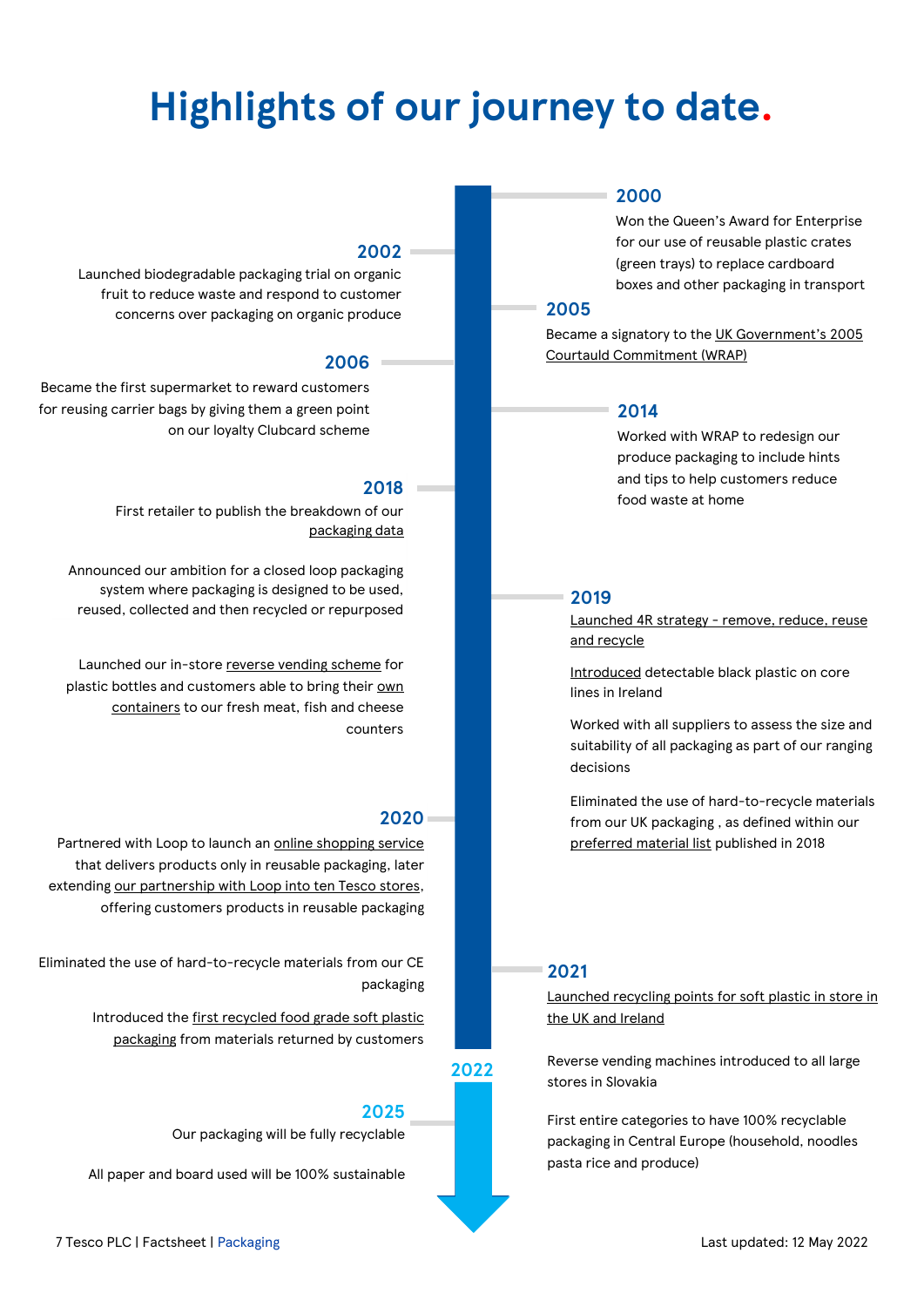# Highlights of our journey to date.

## 2000

Won the Queen's Award for Enterprise for our use of reusable plastic crates (green trays) to replace cardboard boxes and other packaging in transport

## 2002

Launched biodegradable packaging trial on organic fruit to reduce waste and respond to customer concerns over packaging on organic produce

## 2005

Became a signatory to the UK Government's 2005 Courtauld Commitment (WRAP)

## 2006

Became the first supermarket to reward customers for reusing carrier bags by giving them a green point on our loyalty Clubcard scheme

## 2014

Worked with WRAP to redesign our produce packaging to include hints and tips to help customers reduce food waste at home

## 2018

First retailer to publish the breakdown of our packaging data

Announced our ambition for a closed loop packaging system where packaging is designed to be used, reused, collected and then recycled or repurposed

Launched our in-store reverse vending scheme for plastic bottles and customers able to bring their own containers to our fresh meat, fish and cheese counters

## 2019

Launched 4R strategy - remove, reduce, reuse and recycle

Introduced detectable black plastic on core lines in Ireland

Worked with all suppliers to assess the size and suitability of all packaging as part of our ranging decisions

Eliminated the use of hard-to-recycle materials from our UK packaging , as defined within our preferred material list published in 2018

## 2020

Partnered with Loop to launch an online shopping service that delivers products only in reusable packaging, later extending our partnership with Loop into ten Tesco stores, offering customers products in reusable packaging

Eliminated the use of hard-to-recycle materials from our CE packaging

Introduced the first recycled food grade soft plastic packaging from materials returned by customers

## 2021

Launched recycling points for soft plastic in store in the UK and Ireland

Reverse vending machines introduced to all large stores in Slovakia

First entire categories to have 100% recyclable packaging in Central Europe (household, noodles pasta rice and produce)

## 2022

## 2025

Our packaging will be fully recyclable

All paper and board used will be 100% sustainable

Last updated: 12 May 2022